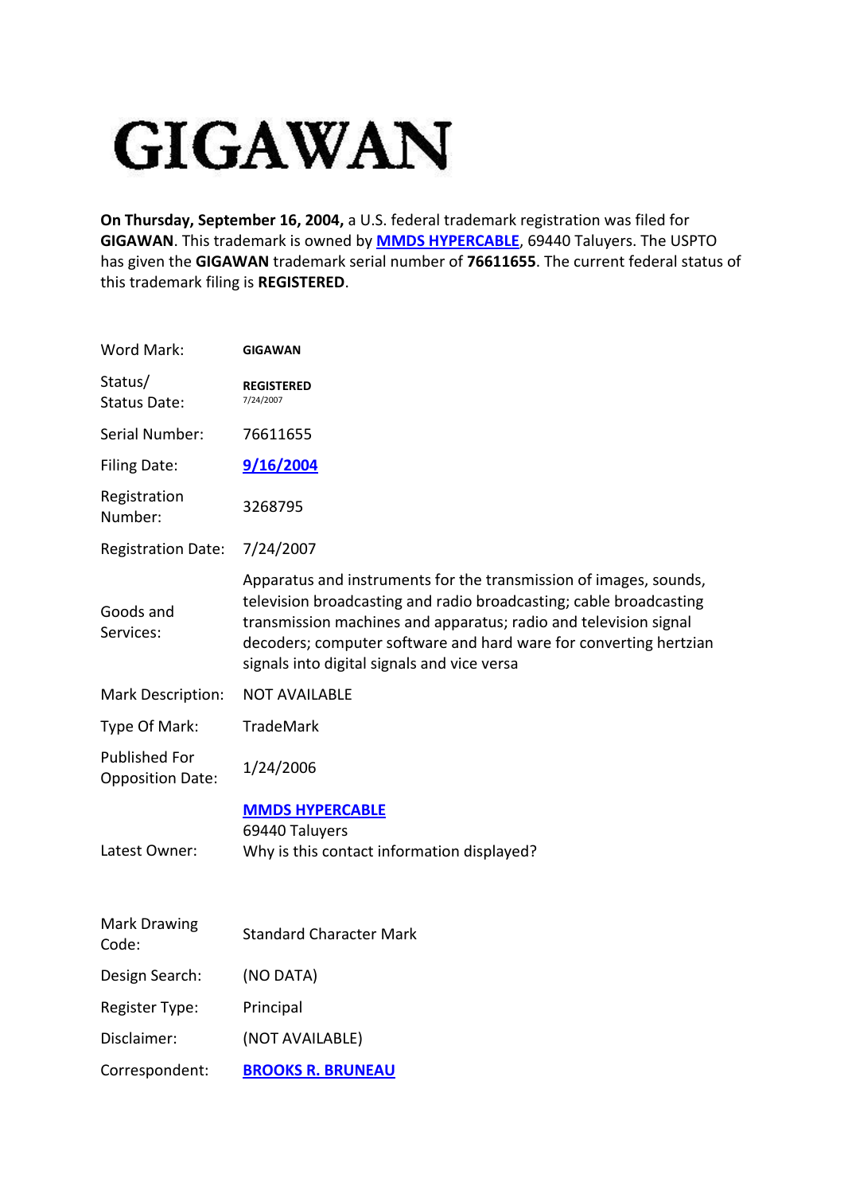# GIGAWAN

**On Thursday, September 16, 2004,** a U.S. federal trademark registration was filed for **GIGAWAN**. This trademark is owned by **MMDS HYPERCABLE**, 69440 Taluyers. The USPTO has given the **GIGAWAN** trademark serial number of **76611655**. The current federal status of this trademark filing is **REGISTERED**.

| | |
|---|---|
| Word Mark: | **GIGAWAN** |
| Status/ Status Date: | **REGISTERED** 7/24/2007 |
| Serial Number: | 76611655 |
| Filing Date: | **9/16/2004** |
| Registration Number: | 3268795 |
| Registration Date: | 7/24/2007 |
| Goods and Services: | Apparatus and instruments for the transmission of images, sounds, television broadcasting and radio broadcasting; cable broadcasting transmission machines and apparatus; radio and television signal decoders; computer software and hard ware for converting hertzian signals into digital signals and vice versa |
| Mark Description: | NOT AVAILABLE |
| Type Of Mark: | TradeMark |
| Published For Opposition Date: | 1/24/2006 |
| Latest Owner: | **MMDS HYPERCABLE** 69440 Taluyers Why is this contact information displayed? |
| Mark Drawing Code: | Standard Character Mark |
| Design Search: | (NO DATA) |
| Register Type: | Principal |
| Disclaimer: | (NOT AVAILABLE) |
| Correspondent: | **BROOKS R. BRUNEAU** |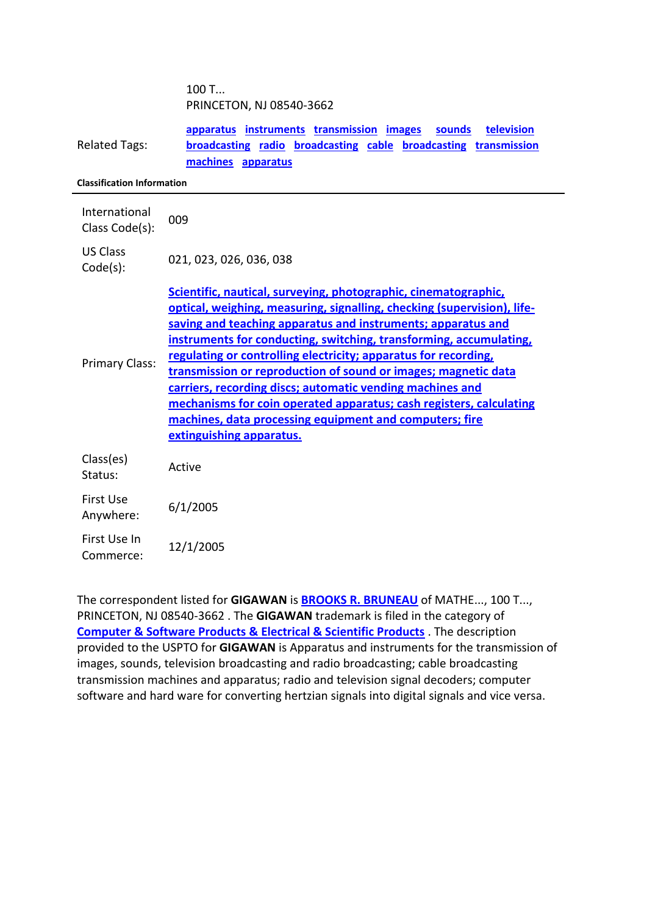| | |
|---|---|
| | 100 T...<br>PRINCETON, NJ 08540-3662 |
| Related Tags: | apparatus instruments transmission images sounds television broadcasting radio broadcasting cable broadcasting transmission machines apparatus |

**Classification Information**

| | |
|---|---|
| International Class Code(s): | 009 |
| US Class Code(s): | 021, 023, 026, 036, 038 |
| Primary Class: | Scientific, nautical, surveying, photographic, cinematographic, optical, weighing, measuring, signalling, checking (supervision), life-saving and teaching apparatus and instruments; apparatus and instruments for conducting, switching, transforming, accumulating, regulating or controlling electricity; apparatus for recording, transmission or reproduction of sound or images; magnetic data carriers, recording discs; automatic vending machines and mechanisms for coin operated apparatus; cash registers, calculating machines, data processing equipment and computers; fire extinguishing apparatus. |
| Class(es) Status: | Active |
| First Use Anywhere: | 6/1/2005 |
| First Use In Commerce: | 12/1/2005 |

The correspondent listed for **GIGAWAN** is **BROOKS R. BRUNEAU** of MATHE..., 100 T..., PRINCETON, NJ 08540-3662 . The **GIGAWAN** trademark is filed in the category of **Computer & Software Products & Electrical & Scientific Products** . The description provided to the USPTO for **GIGAWAN** is Apparatus and instruments for the transmission of images, sounds, television broadcasting and radio broadcasting; cable broadcasting transmission machines and apparatus; radio and television signal decoders; computer software and hard ware for converting hertzian signals into digital signals and vice versa.